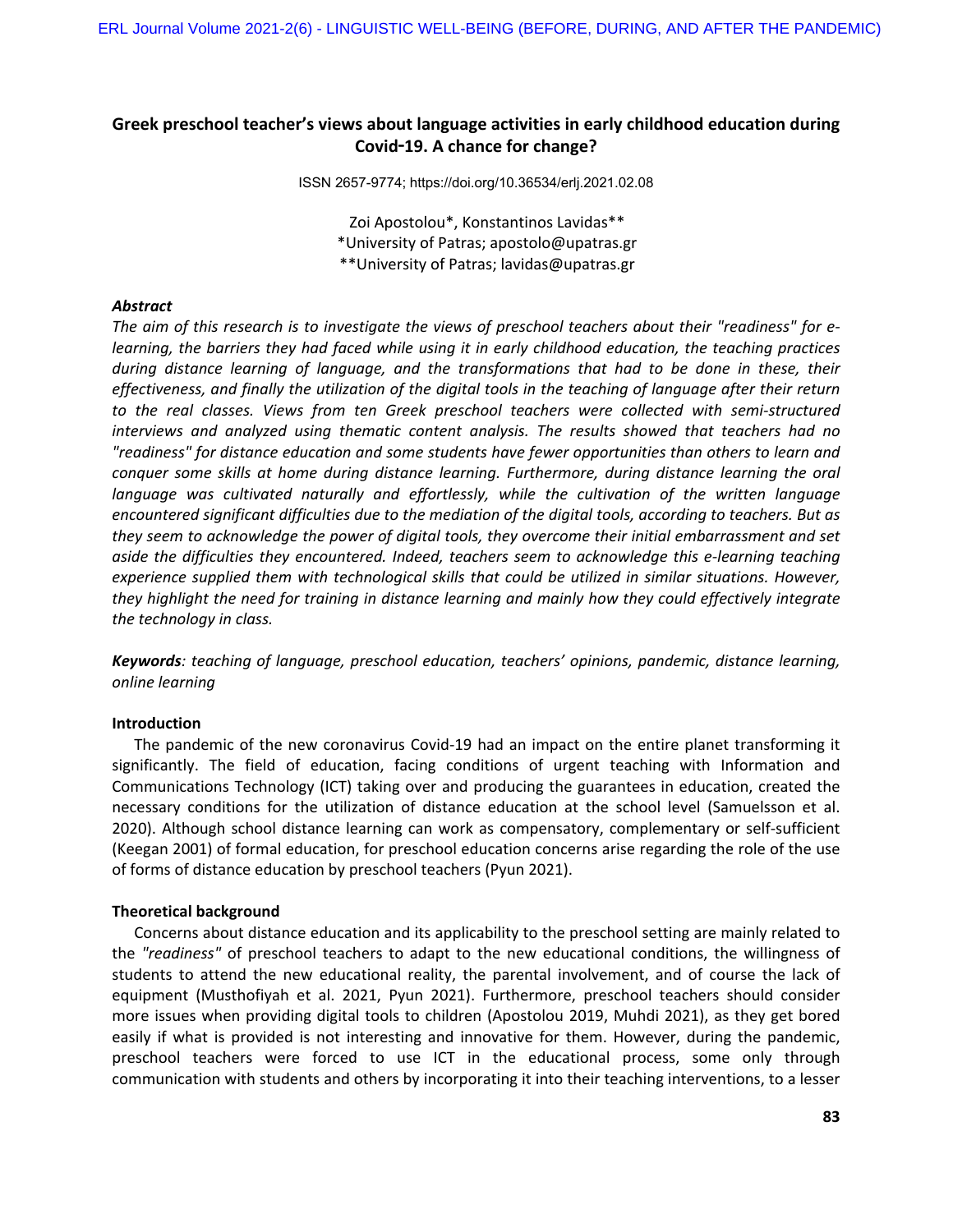# Greek preschool teacher's views about language activities in early childhood education during Covid-19. A chance for change?

ISSN 2657-9774; https://doi.org/10.36534/erlj.2021.02.08

Zoi Apostolou*, Konstantinos Lavidas**
*University of Patras; apostolo@upatras.gr
**University of Patras; lavidas@upatras.gr

***Abstract***

*The aim of this research is to investigate the views of preschool teachers about their "readiness" for e-learning, the barriers they had faced while using it in early childhood education, the teaching practices during distance learning of language, and the transformations that had to be done in these, their effectiveness, and finally the utilization of the digital tools in the teaching of language after their return to the real classes. Views from ten Greek preschool teachers were collected with semi-structured interviews and analyzed using thematic content analysis. The results showed that teachers had no "readiness" for distance education and some students have fewer opportunities than others to learn and conquer some skills at home during distance learning. Furthermore, during distance learning the oral language was cultivated naturally and effortlessly, while the cultivation of the written language encountered significant difficulties due to the mediation of the digital tools, according to teachers. But as they seem to acknowledge the power of digital tools, they overcome their initial embarrassment and set aside the difficulties they encountered. Indeed, teachers seem to acknowledge this e-learning teaching experience supplied them with technological skills that could be utilized in similar situations. However, they highlight the need for training in distance learning and mainly how they could effectively integrate the technology in class.*

***Keywords****: teaching of language, preschool education, teachers' opinions, pandemic, distance learning, online learning*

## Introduction

The pandemic of the new coronavirus Covid-19 had an impact on the entire planet transforming it significantly. The field of education, facing conditions of urgent teaching with Information and Communications Technology (ICT) taking over and producing the guarantees in education, created the necessary conditions for the utilization of distance education at the school level (Samuelsson et al. 2020). Although school distance learning can work as compensatory, complementary or self-sufficient (Keegan 2001) of formal education, for preschool education concerns arise regarding the role of the use of forms of distance education by preschool teachers (Pyun 2021).

## Theoretical background

Concerns about distance education and its applicability to the preschool setting are mainly related to the *"readiness"* of preschool teachers to adapt to the new educational conditions, the willingness of students to attend the new educational reality, the parental involvement, and of course the lack of equipment (Musthofiyah et al. 2021, Pyun 2021). Furthermore, preschool teachers should consider more issues when providing digital tools to children (Apostolou 2019, Muhdi 2021), as they get bored easily if what is provided is not interesting and innovative for them. However, during the pandemic, preschool teachers were forced to use ICT in the educational process, some only through communication with students and others by incorporating it into their teaching interventions, to a lesser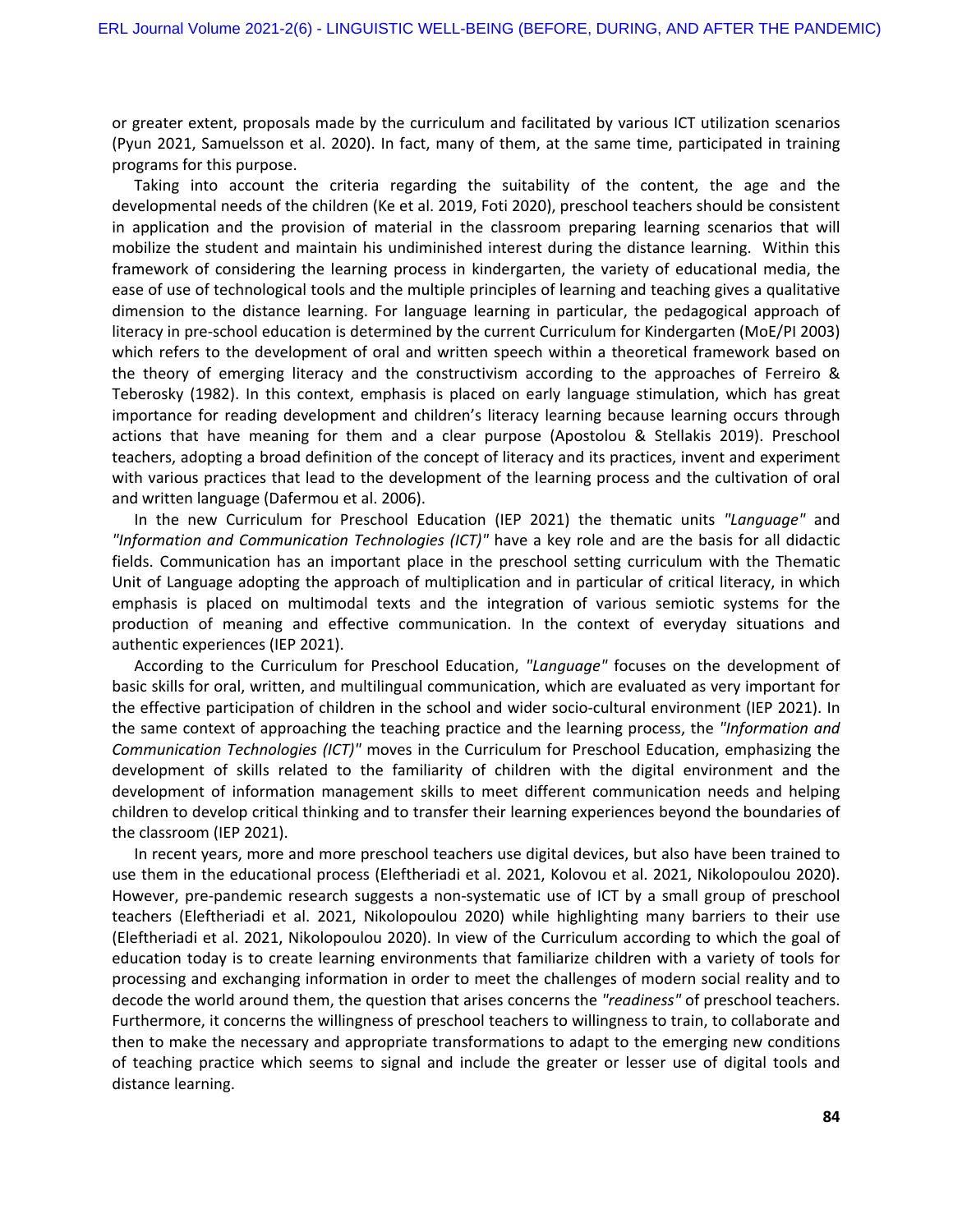or greater extent, proposals made by the curriculum and facilitated by various ICT utilization scenarios (Pyun 2021, Samuelsson et al. 2020). In fact, many of them, at the same time, participated in training programs for this purpose.

Taking into account the criteria regarding the suitability of the content, the age and the developmental needs of the children (Ke et al. 2019, Foti 2020), preschool teachers should be consistent in application and the provision of material in the classroom preparing learning scenarios that will mobilize the student and maintain his undiminished interest during the distance learning. Within this framework of considering the learning process in kindergarten, the variety of educational media, the ease of use of technological tools and the multiple principles of learning and teaching gives a qualitative dimension to the distance learning. For language learning in particular, the pedagogical approach of literacy in pre-school education is determined by the current Curriculum for Kindergarten (MoE/PI 2003) which refers to the development of oral and written speech within a theoretical framework based on the theory of emerging literacy and the constructivism according to the approaches of Ferreiro & Teberosky (1982). In this context, emphasis is placed on early language stimulation, which has great importance for reading development and children's literacy learning because learning occurs through actions that have meaning for them and a clear purpose (Apostolou & Stellakis 2019). Preschool teachers, adopting a broad definition of the concept of literacy and its practices, invent and experiment with various practices that lead to the development of the learning process and the cultivation of oral and written language (Dafermou et al. 2006).

In the new Curriculum for Preschool Education (IEP 2021) the thematic units *"Language"* and *"Information and Communication Technologies (ICT)"* have a key role and are the basis for all didactic fields. Communication has an important place in the preschool setting curriculum with the Thematic Unit of Language adopting the approach of multiplication and in particular of critical literacy, in which emphasis is placed on multimodal texts and the integration of various semiotic systems for the production of meaning and effective communication. In the context of everyday situations and authentic experiences (IEP 2021).

According to the Curriculum for Preschool Education, *"Language"* focuses on the development of basic skills for oral, written, and multilingual communication, which are evaluated as very important for the effective participation of children in the school and wider socio-cultural environment (IEP 2021). In the same context of approaching the teaching practice and the learning process, the *"Information and Communication Technologies (ICT)"* moves in the Curriculum for Preschool Education, emphasizing the development of skills related to the familiarity of children with the digital environment and the development of information management skills to meet different communication needs and helping children to develop critical thinking and to transfer their learning experiences beyond the boundaries of the classroom (IEP 2021).

In recent years, more and more preschool teachers use digital devices, but also have been trained to use them in the educational process (Eleftheriadi et al. 2021, Kolovou et al. 2021, Nikolopoulou 2020). However, pre-pandemic research suggests a non-systematic use of ICT by a small group of preschool teachers (Eleftheriadi et al. 2021, Nikolopoulou 2020) while highlighting many barriers to their use (Eleftheriadi et al. 2021, Nikolopoulou 2020). In view of the Curriculum according to which the goal of education today is to create learning environments that familiarize children with a variety of tools for processing and exchanging information in order to meet the challenges of modern social reality and to decode the world around them, the question that arises concerns the *"readiness"* of preschool teachers. Furthermore, it concerns the willingness of preschool teachers to willingness to train, to collaborate and then to make the necessary and appropriate transformations to adapt to the emerging new conditions of teaching practice which seems to signal and include the greater or lesser use of digital tools and distance learning.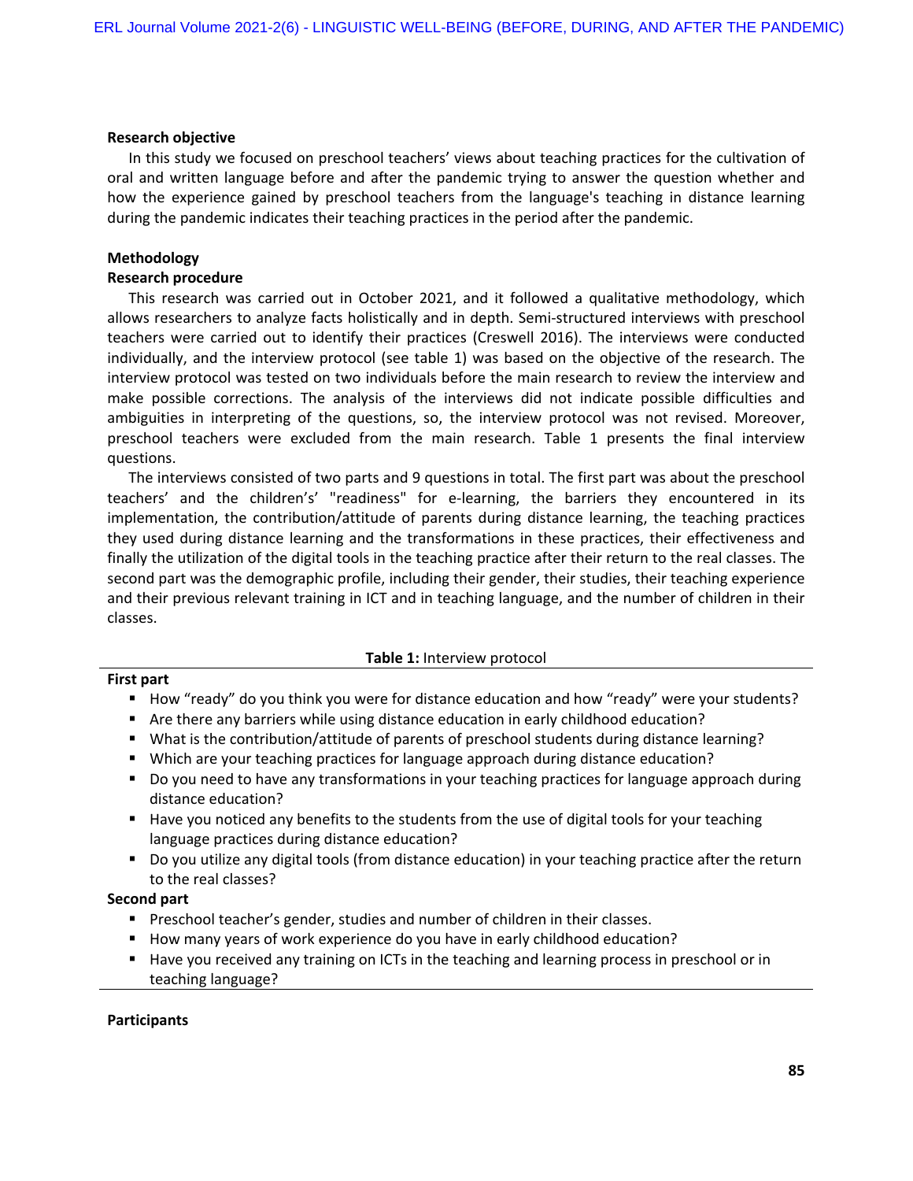**Research objective**

In this study we focused on preschool teachers' views about teaching practices for the cultivation of oral and written language before and after the pandemic trying to answer the question whether and how the experience gained by preschool teachers from the language's teaching in distance learning during the pandemic indicates their teaching practices in the period after the pandemic.

**Methodology**

**Research procedure**

This research was carried out in October 2021, and it followed a qualitative methodology, which allows researchers to analyze facts holistically and in depth. Semi-structured interviews with preschool teachers were carried out to identify their practices (Creswell 2016). The interviews were conducted individually, and the interview protocol (see table 1) was based on the objective of the research. The interview protocol was tested on two individuals before the main research to review the interview and make possible corrections. The analysis of the interviews did not indicate possible difficulties and ambiguities in interpreting of the questions, so, the interview protocol was not revised. Moreover, preschool teachers were excluded from the main research. Table 1 presents the final interview questions.

The interviews consisted of two parts and 9 questions in total. The first part was about the preschool teachers' and the children's' "readiness" for e-learning, the barriers they encountered in its implementation, the contribution/attitude of parents during distance learning, the teaching practices they used during distance learning and the transformations in these practices, their effectiveness and finally the utilization of the digital tools in the teaching practice after their return to the real classes. The second part was the demographic profile, including their gender, their studies, their teaching experience and their previous relevant training in ICT and in teaching language, and the number of children in their classes.

**Table 1:** Interview protocol

**First part**

- How "ready" do you think you were for distance education and how "ready" were your students?
- Are there any barriers while using distance education in early childhood education?
- What is the contribution/attitude of parents of preschool students during distance learning?
- Which are your teaching practices for language approach during distance education?
- Do you need to have any transformations in your teaching practices for language approach during distance education?
- Have you noticed any benefits to the students from the use of digital tools for your teaching language practices during distance education?
- Do you utilize any digital tools (from distance education) in your teaching practice after the return to the real classes?

**Second part**

- Preschool teacher's gender, studies and number of children in their classes.
- How many years of work experience do you have in early childhood education?
- Have you received any training on ICTs in the teaching and learning process in preschool or in teaching language?

**Participants**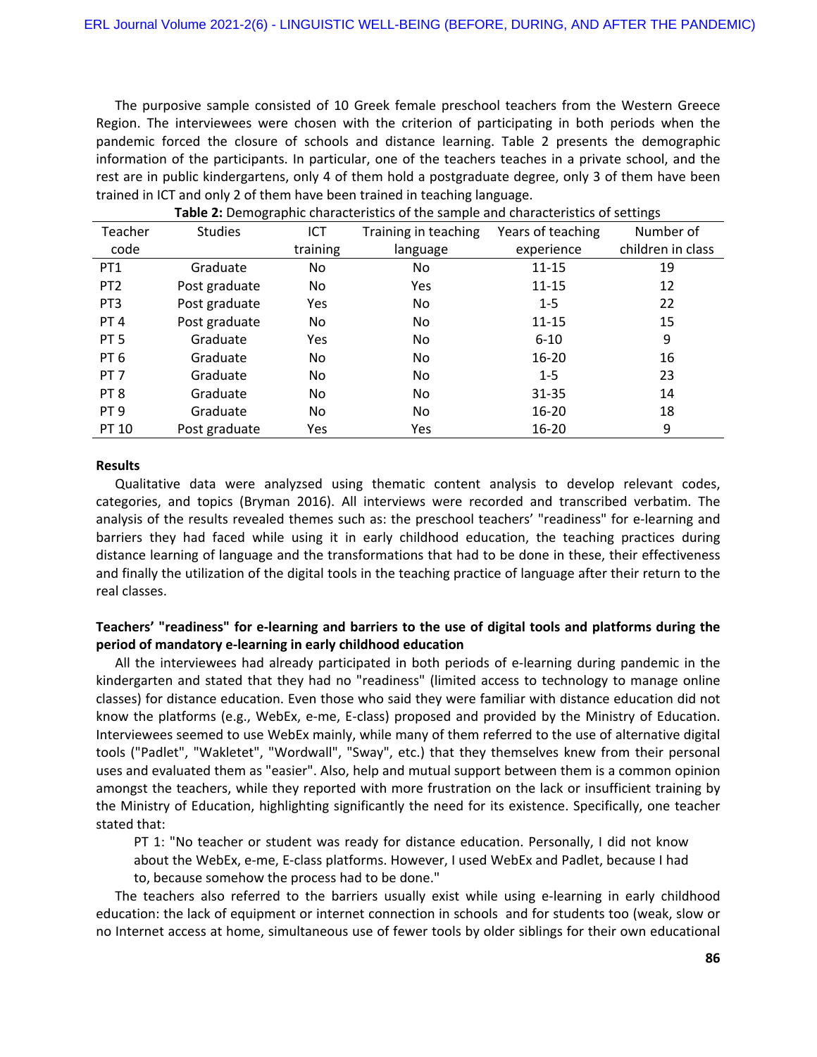The purposive sample consisted of 10 Greek female preschool teachers from the Western Greece Region. The interviewees were chosen with the criterion of participating in both periods when the pandemic forced the closure of schools and distance learning. Table 2 presents the demographic information of the participants. In particular, one of the teachers teaches in a private school, and the rest are in public kindergartens, only 4 of them hold a postgraduate degree, only 3 of them have been trained in ICT and only 2 of them have been trained in teaching language.

**Table 2:** Demographic characteristics of the sample and characteristics of settings

| Teacher code | Studies | ICT training | Training in teaching language | Years of teaching experience | Number of children in class |
|---|---|---|---|---|---|
| PT1 | Graduate | No | No | 11-15 | 19 |
| PT2 | Post graduate | No | Yes | 11-15 | 12 |
| PT3 | Post graduate | Yes | No | 1-5 | 22 |
| PT 4 | Post graduate | No | No | 11-15 | 15 |
| PT 5 | Graduate | Yes | No | 6-10 | 9 |
| PT 6 | Graduate | No | No | 16-20 | 16 |
| PT 7 | Graduate | No | No | 1-5 | 23 |
| PT 8 | Graduate | No | No | 31-35 | 14 |
| PT 9 | Graduate | No | No | 16-20 | 18 |
| PT 10 | Post graduate | Yes | Yes | 16-20 | 9 |

**Results**

Qualitative data were analyzsed using thematic content analysis to develop relevant codes, categories, and topics (Bryman 2016). All interviews were recorded and transcribed verbatim. The analysis of the results revealed themes such as: the preschool teachers' "readiness" for e-learning and barriers they had faced while using it in early childhood education, the teaching practices during distance learning of language and the transformations that had to be done in these, their effectiveness and finally the utilization of the digital tools in the teaching practice of language after their return to the real classes.

**Teachers' "readiness" for e-learning and barriers to the use of digital tools and platforms during the period of mandatory e-learning in early childhood education**

All the interviewees had already participated in both periods of e-learning during pandemic in the kindergarten and stated that they had no "readiness" (limited access to technology to manage online classes) for distance education. Even those who said they were familiar with distance education did not know the platforms (e.g., WebEx, e-me, E-class) proposed and provided by the Ministry of Education. Interviewees seemed to use WebEx mainly, while many of them referred to the use of alternative digital tools ("Padlet", "Wakletet", "Wordwall", "Sway", etc.) that they themselves knew from their personal uses and evaluated them as "easier". Also, help and mutual support between them is a common opinion amongst the teachers, while they reported with more frustration on the lack or insufficient training by the Ministry of Education, highlighting significantly the need for its existence. Specifically, one teacher stated that:

> PT 1: "No teacher or student was ready for distance education. Personally, I did not know about the WebEx, e-me, E-class platforms. However, I used WebEx and Padlet, because I had to, because somehow the process had to be done."

The teachers also referred to the barriers usually exist while using e-learning in early childhood education: the lack of equipment or internet connection in schools and for students too (weak, slow or no Internet access at home, simultaneous use of fewer tools by older siblings for their own educational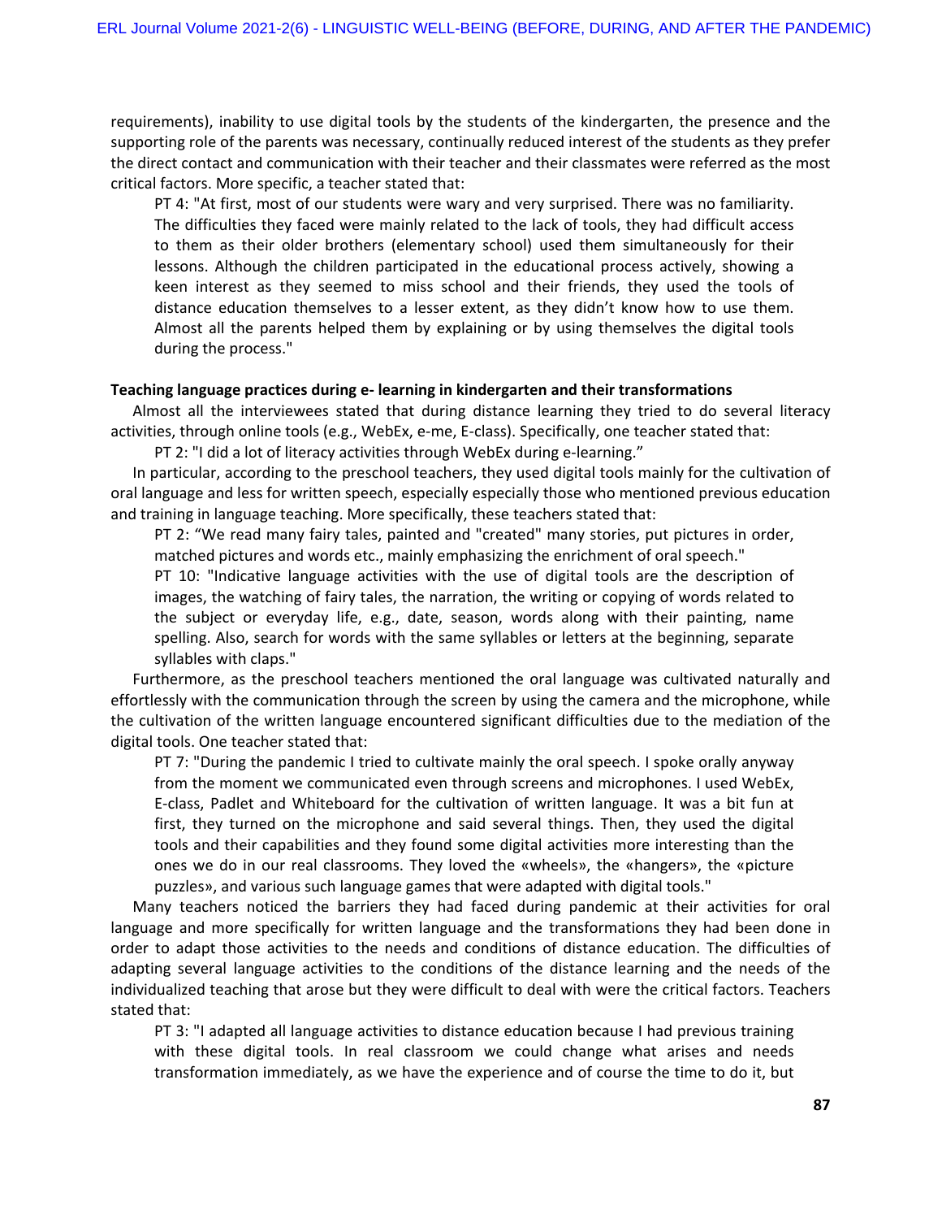requirements), inability to use digital tools by the students of the kindergarten, the presence and the supporting role of the parents was necessary, continually reduced interest of the students as they prefer the direct contact and communication with their teacher and their classmates were referred as the most critical factors. More specific, a teacher stated that:

> PT 4: "At first, most of our students were wary and very surprised. There was no familiarity. The difficulties they faced were mainly related to the lack of tools, they had difficult access to them as their older brothers (elementary school) used them simultaneously for their lessons. Although the children participated in the educational process actively, showing a keen interest as they seemed to miss school and their friends, they used the tools of distance education themselves to a lesser extent, as they didn't know how to use them. Almost all the parents helped them by explaining or by using themselves the digital tools during the process."

**Teaching language practices during e- learning in kindergarten and their transformations**

Almost all the interviewees stated that during distance learning they tried to do several literacy activities, through online tools (e.g., WebEx, e-me, E-class). Specifically, one teacher stated that:

> PT 2: "I did a lot of literacy activities through WebEx during e-learning."

In particular, according to the preschool teachers, they used digital tools mainly for the cultivation of oral language and less for written speech, especially especially those who mentioned previous education and training in language teaching. More specifically, these teachers stated that:

> PT 2: "We read many fairy tales, painted and "created" many stories, put pictures in order, matched pictures and words etc., mainly emphasizing the enrichment of oral speech."
>
> PT 10: "Indicative language activities with the use of digital tools are the description of images, the watching of fairy tales, the narration, the writing or copying of words related to the subject or everyday life, e.g., date, season, words along with their painting, name spelling. Also, search for words with the same syllables or letters at the beginning, separate syllables with claps."

Furthermore, as the preschool teachers mentioned the oral language was cultivated naturally and effortlessly with the communication through the screen by using the camera and the microphone, while the cultivation of the written language encountered significant difficulties due to the mediation of the digital tools. One teacher stated that:

> PT 7: "During the pandemic I tried to cultivate mainly the oral speech. I spoke orally anyway from the moment we communicated even through screens and microphones. I used WebEx, E-class, Padlet and Whiteboard for the cultivation of written language. It was a bit fun at first, they turned on the microphone and said several things. Then, they used the digital tools and their capabilities and they found some digital activities more interesting than the ones we do in our real classrooms. They loved the «wheels», the «hangers», the «picture puzzles», and various such language games that were adapted with digital tools."

Many teachers noticed the barriers they had faced during pandemic at their activities for oral language and more specifically for written language and the transformations they had been done in order to adapt those activities to the needs and conditions of distance education. The difficulties of adapting several language activities to the conditions of the distance learning and the needs of the individualized teaching that arose but they were difficult to deal with were the critical factors. Teachers stated that:

> PT 3: "I adapted all language activities to distance education because I had previous training with these digital tools. In real classroom we could change what arises and needs transformation immediately, as we have the experience and of course the time to do it, but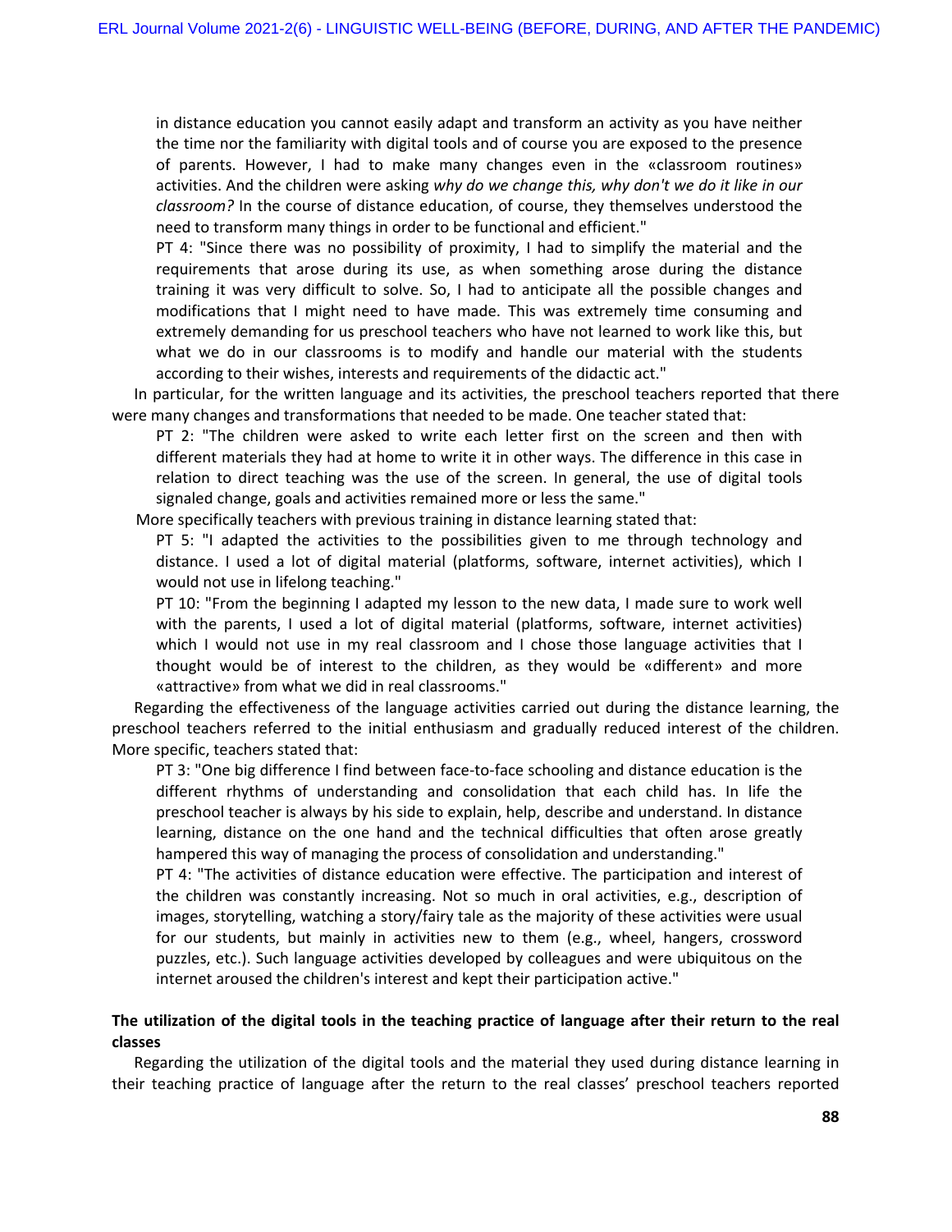in distance education you cannot easily adapt and transform an activity as you have neither the time nor the familiarity with digital tools and of course you are exposed to the presence of parents. However, I had to make many changes even in the «classroom routines» activities. And the children were asking *why do we change this, why don't we do it like in our classroom?* In the course of distance education, of course, they themselves understood the need to transform many things in order to be functional and efficient."

> PT 4: "Since there was no possibility of proximity, I had to simplify the material and the requirements that arose during its use, as when something arose during the distance training it was very difficult to solve. So, I had to anticipate all the possible changes and modifications that I might need to have made. This was extremely time consuming and extremely demanding for us preschool teachers who have not learned to work like this, but what we do in our classrooms is to modify and handle our material with the students according to their wishes, interests and requirements of the didactic act."

In particular, for the written language and its activities, the preschool teachers reported that there were many changes and transformations that needed to be made. One teacher stated that:

> PT 2: "The children were asked to write each letter first on the screen and then with different materials they had at home to write it in other ways. The difference in this case in relation to direct teaching was the use of the screen. In general, the use of digital tools signaled change, goals and activities remained more or less the same."

More specifically teachers with previous training in distance learning stated that:

> PT 5: "I adapted the activities to the possibilities given to me through technology and distance. I used a lot of digital material (platforms, software, internet activities), which I would not use in lifelong teaching."
>
> PT 10: "From the beginning I adapted my lesson to the new data, I made sure to work well with the parents, I used a lot of digital material (platforms, software, internet activities) which I would not use in my real classroom and I chose those language activities that I thought would be of interest to the children, as they would be «different» and more «attractive» from what we did in real classrooms."

Regarding the effectiveness of the language activities carried out during the distance learning, the preschool teachers referred to the initial enthusiasm and gradually reduced interest of the children. More specific, teachers stated that:

> PT 3: "One big difference I find between face-to-face schooling and distance education is the different rhythms of understanding and consolidation that each child has. In life the preschool teacher is always by his side to explain, help, describe and understand. In distance learning, distance on the one hand and the technical difficulties that often arose greatly hampered this way of managing the process of consolidation and understanding."
>
> PT 4: "The activities of distance education were effective. The participation and interest of the children was constantly increasing. Not so much in oral activities, e.g., description of images, storytelling, watching a story/fairy tale as the majority of these activities were usual for our students, but mainly in activities new to them (e.g., wheel, hangers, crossword puzzles, etc.). Such language activities developed by colleagues and were ubiquitous on the internet aroused the children's interest and kept their participation active."

**The utilization of the digital tools in the teaching practice of language after their return to the real classes**

Regarding the utilization of the digital tools and the material they used during distance learning in their teaching practice of language after the return to the real classes' preschool teachers reported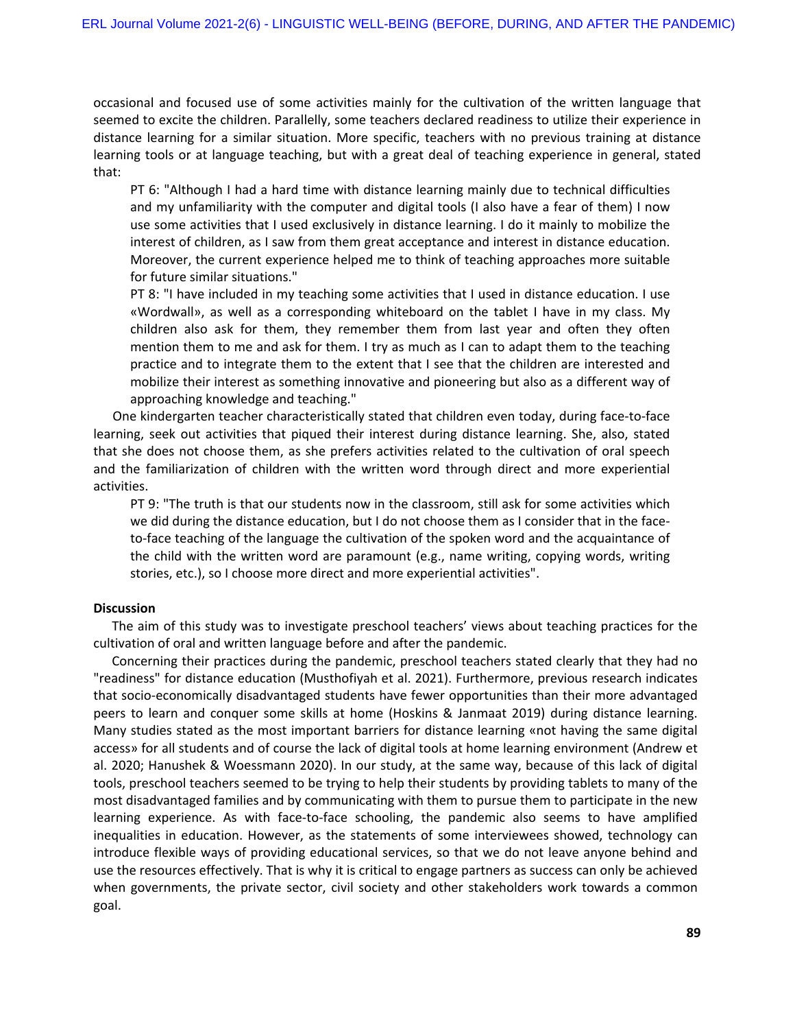occasional and focused use of some activities mainly for the cultivation of the written language that seemed to excite the children. Parallelly, some teachers declared readiness to utilize their experience in distance learning for a similar situation. More specific, teachers with no previous training at distance learning tools or at language teaching, but with a great deal of teaching experience in general, stated that:

> PT 6: "Although I had a hard time with distance learning mainly due to technical difficulties and my unfamiliarity with the computer and digital tools (I also have a fear of them) I now use some activities that I used exclusively in distance learning. I do it mainly to mobilize the interest of children, as I saw from them great acceptance and interest in distance education. Moreover, the current experience helped me to think of teaching approaches more suitable for future similar situations."
>
> PT 8: "I have included in my teaching some activities that I used in distance education. I use «Wordwall», as well as a corresponding whiteboard on the tablet I have in my class. My children also ask for them, they remember them from last year and often they often mention them to me and ask for them. I try as much as I can to adapt them to the teaching practice and to integrate them to the extent that I see that the children are interested and mobilize their interest as something innovative and pioneering but also as a different way of approaching knowledge and teaching."

One kindergarten teacher characteristically stated that children even today, during face-to-face learning, seek out activities that piqued their interest during distance learning. She, also, stated that she does not choose them, as she prefers activities related to the cultivation of oral speech and the familiarization of children with the written word through direct and more experiential activities.

> PT 9: "The truth is that our students now in the classroom, still ask for some activities which we did during the distance education, but I do not choose them as I consider that in the face-to-face teaching of the language the cultivation of the spoken word and the acquaintance of the child with the written word are paramount (e.g., name writing, copying words, writing stories, etc.), so I choose more direct and more experiential activities".

**Discussion**

The aim of this study was to investigate preschool teachers' views about teaching practices for the cultivation of oral and written language before and after the pandemic.

Concerning their practices during the pandemic, preschool teachers stated clearly that they had no "readiness" for distance education (Musthofiyah et al. 2021). Furthermore, previous research indicates that socio-economically disadvantaged students have fewer opportunities than their more advantaged peers to learn and conquer some skills at home (Hoskins & Janmaat 2019) during distance learning. Many studies stated as the most important barriers for distance learning «not having the same digital access» for all students and of course the lack of digital tools at home learning environment (Andrew et al. 2020; Hanushek & Woessmann 2020). In our study, at the same way, because of this lack of digital tools, preschool teachers seemed to be trying to help their students by providing tablets to many of the most disadvantaged families and by communicating with them to pursue them to participate in the new learning experience. As with face-to-face schooling, the pandemic also seems to have amplified inequalities in education. However, as the statements of some interviewees showed, technology can introduce flexible ways of providing educational services, so that we do not leave anyone behind and use the resources effectively. That is why it is critical to engage partners as success can only be achieved when governments, the private sector, civil society and other stakeholders work towards a common goal.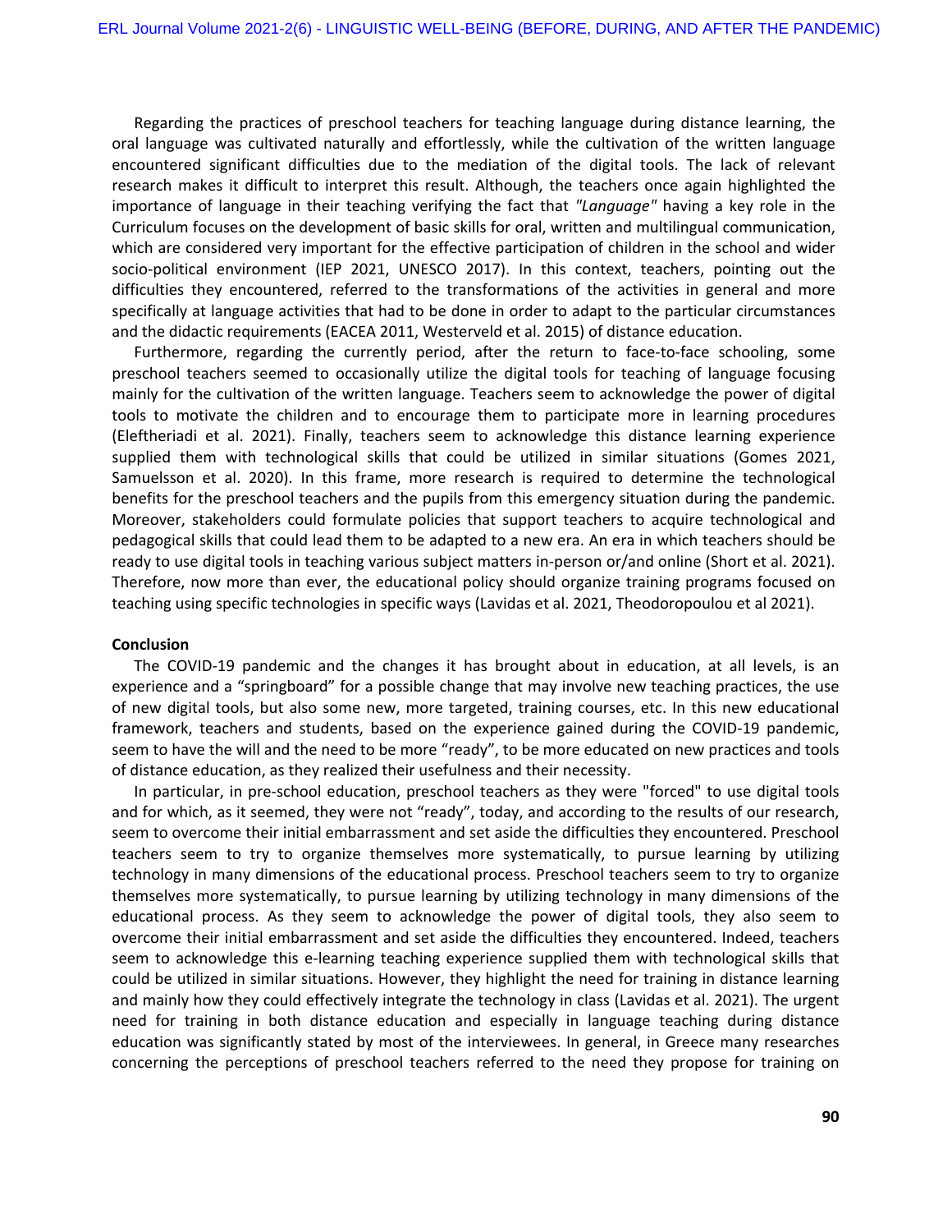Regarding the practices of preschool teachers for teaching language during distance learning, the oral language was cultivated naturally and effortlessly, while the cultivation of the written language encountered significant difficulties due to the mediation of the digital tools. The lack of relevant research makes it difficult to interpret this result. Although, the teachers once again highlighted the importance of language in their teaching verifying the fact that *"Language"* having a key role in the Curriculum focuses on the development of basic skills for oral, written and multilingual communication, which are considered very important for the effective participation of children in the school and wider socio-political environment (IEP 2021, UNESCO 2017). In this context, teachers, pointing out the difficulties they encountered, referred to the transformations of the activities in general and more specifically at language activities that had to be done in order to adapt to the particular circumstances and the didactic requirements (EACEA 2011, Westerveld et al. 2015) of distance education.

Furthermore, regarding the currently period, after the return to face-to-face schooling, some preschool teachers seemed to occasionally utilize the digital tools for teaching of language focusing mainly for the cultivation of the written language. Teachers seem to acknowledge the power of digital tools to motivate the children and to encourage them to participate more in learning procedures (Eleftheriadi et al. 2021). Finally, teachers seem to acknowledge this distance learning experience supplied them with technological skills that could be utilized in similar situations (Gomes 2021, Samuelsson et al. 2020). In this frame, more research is required to determine the technological benefits for the preschool teachers and the pupils from this emergency situation during the pandemic. Moreover, stakeholders could formulate policies that support teachers to acquire technological and pedagogical skills that could lead them to be adapted to a new era. An era in which teachers should be ready to use digital tools in teaching various subject matters in-person or/and online (Short et al. 2021). Therefore, now more than ever, the educational policy should organize training programs focused on teaching using specific technologies in specific ways (Lavidas et al. 2021, Theodoropoulou et al 2021).

**Conclusion**

The COVID-19 pandemic and the changes it has brought about in education, at all levels, is an experience and a “springboard” for a possible change that may involve new teaching practices, the use of new digital tools, but also some new, more targeted, training courses, etc. In this new educational framework, teachers and students, based on the experience gained during the COVID-19 pandemic, seem to have the will and the need to be more “ready”, to be more educated on new practices and tools of distance education, as they realized their usefulness and their necessity.

In particular, in pre-school education, preschool teachers as they were "forced" to use digital tools and for which, as it seemed, they were not “ready”, today, and according to the results of our research, seem to overcome their initial embarrassment and set aside the difficulties they encountered. Preschool teachers seem to try to organize themselves more systematically, to pursue learning by utilizing technology in many dimensions of the educational process. Preschool teachers seem to try to organize themselves more systematically, to pursue learning by utilizing technology in many dimensions of the educational process. As they seem to acknowledge the power of digital tools, they also seem to overcome their initial embarrassment and set aside the difficulties they encountered. Indeed, teachers seem to acknowledge this e-learning teaching experience supplied them with technological skills that could be utilized in similar situations. However, they highlight the need for training in distance learning and mainly how they could effectively integrate the technology in class (Lavidas et al. 2021). The urgent need for training in both distance education and especially in language teaching during distance education was significantly stated by most of the interviewees. In general, in Greece many researches concerning the perceptions of preschool teachers referred to the need they propose for training on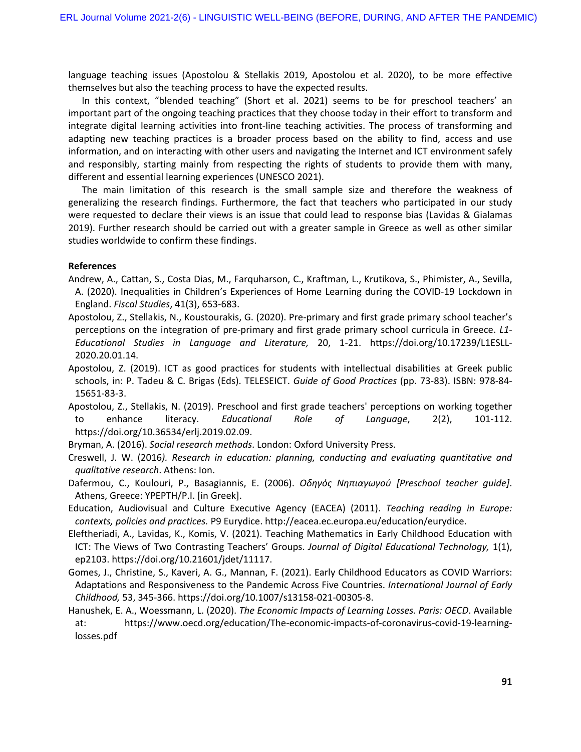language teaching issues (Apostolou & Stellakis 2019, Apostolou et al. 2020), to be more effective themselves but also the teaching process to have the expected results.

In this context, "blended teaching" (Short et al. 2021) seems to be for preschool teachers' an important part of the ongoing teaching practices that they choose today in their effort to transform and integrate digital learning activities into front-line teaching activities. The process of transforming and adapting new teaching practices is a broader process based on the ability to find, access and use information, and on interacting with other users and navigating the Internet and ICT environment safely and responsibly, starting mainly from respecting the rights of students to provide them with many, different and essential learning experiences (UNESCO 2021).

The main limitation of this research is the small sample size and therefore the weakness of generalizing the research findings. Furthermore, the fact that teachers who participated in our study were requested to declare their views is an issue that could lead to response bias (Lavidas & Gialamas 2019). Further research should be carried out with a greater sample in Greece as well as other similar studies worldwide to confirm these findings.

**References**

Andrew, A., Cattan, S., Costa Dias, M., Farquharson, C., Kraftman, L., Krutikova, S., Phimister, A., Sevilla, A. (2020). Inequalities in Children's Experiences of Home Learning during the COVID-19 Lockdown in England. *Fiscal Studies*, 41(3), 653-683.

Apostolou, Z., Stellakis, N., Koustourakis, G. (2020). Pre-primary and first grade primary school teacher's perceptions on the integration of pre-primary and first grade primary school curricula in Greece. *L1-Educational Studies in Language and Literature,* 20, 1-21. https://doi.org/10.17239/L1ESLL-2020.20.01.14.

Apostolou, Z. (2019). ICT as good practices for students with intellectual disabilities at Greek public schools, in: P. Tadeu & C. Brigas (Eds). TELESEICT. *Guide of Good Practices* (pp. 73-83). ISBN: 978-84-15651-83-3.

Apostolou, Z., Stellakis, N. (2019). Preschool and first grade teachers' perceptions on working together to enhance literacy. *Educational Role of Language*, 2(2), 101-112. https://doi.org/10.36534/erlj.2019.02.09.

Bryman, A. (2016). *Social research methods*. London: Oxford University Press.

Creswell, J. W. (2016*). Research in education: planning, conducting and evaluating quantitative and qualitative research*. Athens: Ion.

Dafermou, C., Koulouri, P., Basagiannis, E. (2006). *Οδηγός Νηπιαγωγού [Preschool teacher guide]*. Athens, Greece: YPEPTH/P.I. [in Greek].

Education, Audiovisual and Culture Executive Agency (EACEA) (2011). *Teaching reading in Europe: contexts, policies and practices.* P9 Eurydice. http://eacea.ec.europa.eu/education/eurydice.

Eleftheriadi, A., Lavidas, K., Komis, V. (2021). Teaching Mathematics in Early Childhood Education with ICT: The Views of Two Contrasting Teachers' Groups. *Journal of Digital Educational Technology,* 1(1), ep2103. https://doi.org/10.21601/jdet/11117.

Gomes, J., Christine, S., Kaveri, A. G., Mannan, F. (2021). Early Childhood Educators as COVID Warriors: Adaptations and Responsiveness to the Pandemic Across Five Countries. *International Journal of Early Childhood,* 53, 345-366. https://doi.org/10.1007/s13158-021-00305-8.

Hanushek, E. A., Woessmann, L. (2020). *The Economic Impacts of Learning Losses. Paris: OECD*. Available at: https://www.oecd.org/education/The-economic-impacts-of-coronavirus-covid-19-learning-losses.pdf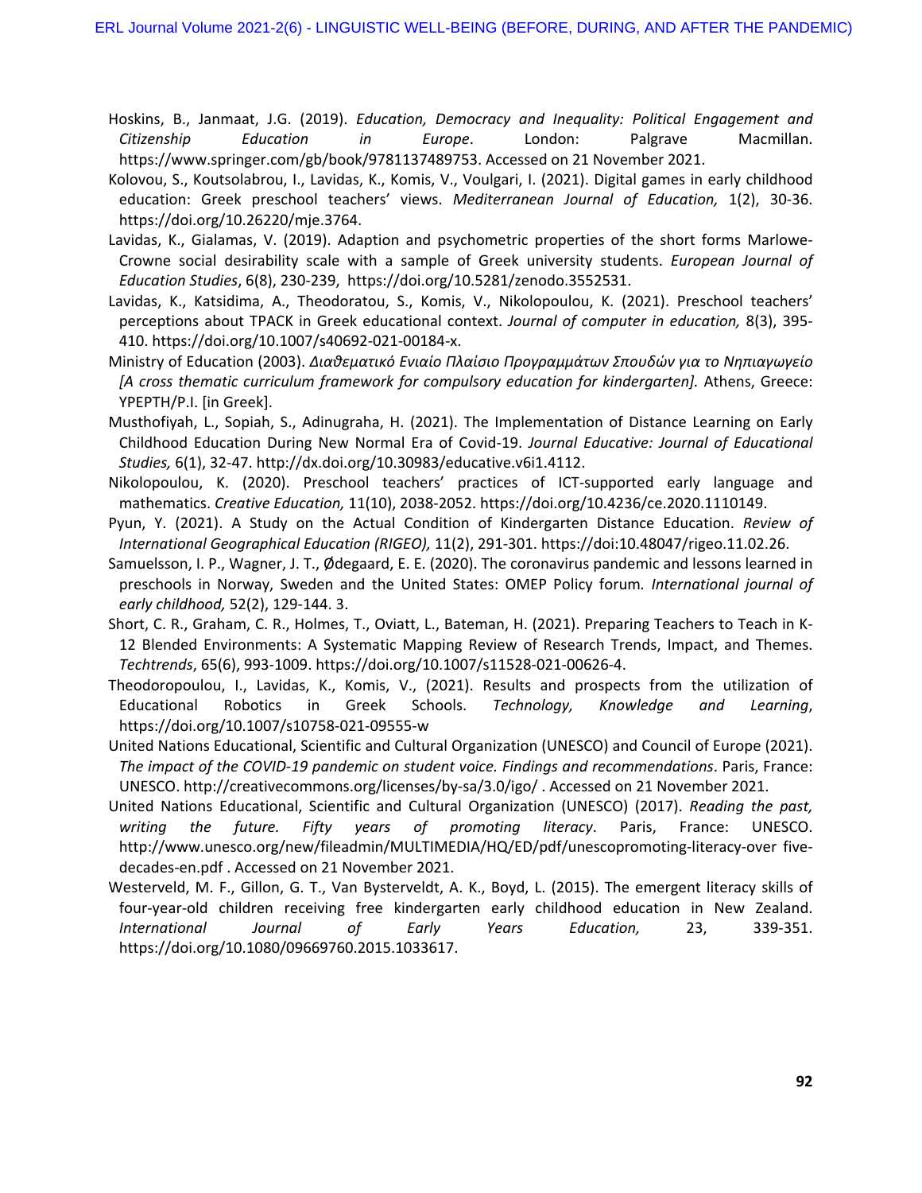Hoskins, B., Janmaat, J.G. (2019). *Education, Democracy and Inequality: Political Engagement and Citizenship Education in Europe*. London: Palgrave Macmillan. https://www.springer.com/gb/book/9781137489753. Accessed on 21 November 2021.

Kolovou, S., Koutsolabrou, I., Lavidas, K., Komis, V., Voulgari, I. (2021). Digital games in early childhood education: Greek preschool teachers' views. *Mediterranean Journal of Education,* 1(2), 30-36. https://doi.org/10.26220/mje.3764.

Lavidas, K., Gialamas, V. (2019). Adaption and psychometric properties of the short forms Marlowe-Crowne social desirability scale with a sample of Greek university students. *European Journal of Education Studies*, 6(8), 230-239, https://doi.org/10.5281/zenodo.3552531.

Lavidas, K., Katsidima, A., Theodoratou, S., Komis, V., Nikolopoulou, K. (2021). Preschool teachers' perceptions about TPACK in Greek educational context. *Journal of computer in education,* 8(3), 395-410. https://doi.org/10.1007/s40692-021-00184-x.

Ministry of Education (2003). *Διαθεματικό Ενιαίο Πλαίσιο Προγραμμάτων Σπουδών για το Νηπιαγωγείο [A cross thematic curriculum framework for compulsory education for kindergarten].* Athens, Greece: YPEPTH/P.I. [in Greek].

Musthofiyah, L., Sopiah, S., Adinugraha, H. (2021). The Implementation of Distance Learning on Early Childhood Education During New Normal Era of Covid-19. *Journal Educative: Journal of Educational Studies,* 6(1), 32-47. http://dx.doi.org/10.30983/educative.v6i1.4112.

Nikolopoulou, K. (2020). Preschool teachers' practices of ICT-supported early language and mathematics. *Creative Education,* 11(10), 2038-2052. https://doi.org/10.4236/ce.2020.1110149.

Pyun, Y. (2021). A Study on the Actual Condition of Kindergarten Distance Education. *Review of International Geographical Education (RIGEO),* 11(2), 291-301. https://doi:10.48047/rigeo.11.02.26.

Samuelsson, I. P., Wagner, J. T., Ødegaard, E. E. (2020). The coronavirus pandemic and lessons learned in preschools in Norway, Sweden and the United States: OMEP Policy forum. *International journal of early childhood,* 52(2), 129-144. 3.

Short, C. R., Graham, C. R., Holmes, T., Oviatt, L., Bateman, H. (2021). Preparing Teachers to Teach in K-12 Blended Environments: A Systematic Mapping Review of Research Trends, Impact, and Themes. *Techtrends*, 65(6), 993-1009. https://doi.org/10.1007/s11528-021-00626-4.

Theodoropoulou, I., Lavidas, K., Komis, V., (2021). Results and prospects from the utilization of Educational Robotics in Greek Schools. *Technology, Knowledge and Learning*, https://doi.org/10.1007/s10758-021-09555-w

United Nations Educational, Scientific and Cultural Organization (UNESCO) and Council of Europe (2021). *The impact of the COVID-19 pandemic on student voice. Findings and recommendations*. Paris, France: UNESCO. http://creativecommons.org/licenses/by-sa/3.0/igo/ . Accessed on 21 November 2021.

United Nations Educational, Scientific and Cultural Organization (UNESCO) (2017). *Reading the past, writing the future. Fifty years of promoting literacy*. Paris, France: UNESCO. http://www.unesco.org/new/fileadmin/MULTIMEDIA/HQ/ED/pdf/unescopromoting-literacy-over five-decades-en.pdf . Accessed on 21 November 2021.

Westerveld, M. F., Gillon, G. T., Van Bysterveldt, A. K., Boyd, L. (2015). The emergent literacy skills of four-year-old children receiving free kindergarten early childhood education in New Zealand. *International Journal of Early Years Education,* 23, 339-351. https://doi.org/10.1080/09669760.2015.1033617.